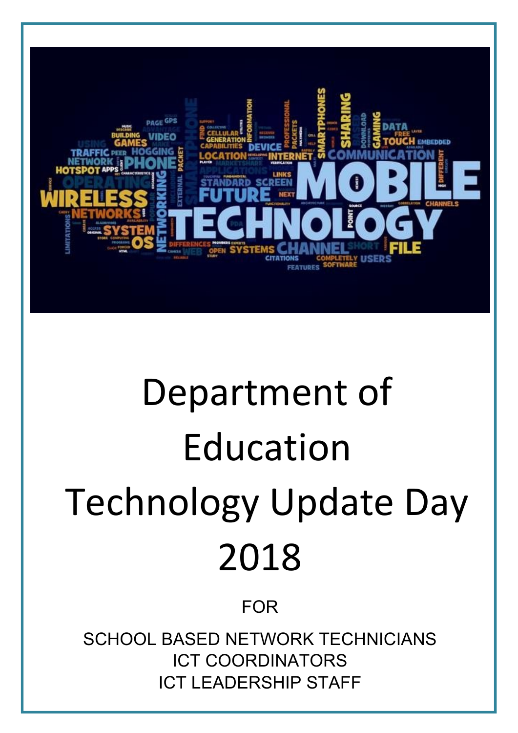# Department of Education Technology Update Day 2018

FOR

SCHOOL BASED NETWORK TECHNICIANS
ICT COORDINATORS
ICT LEADERSHIP STAFF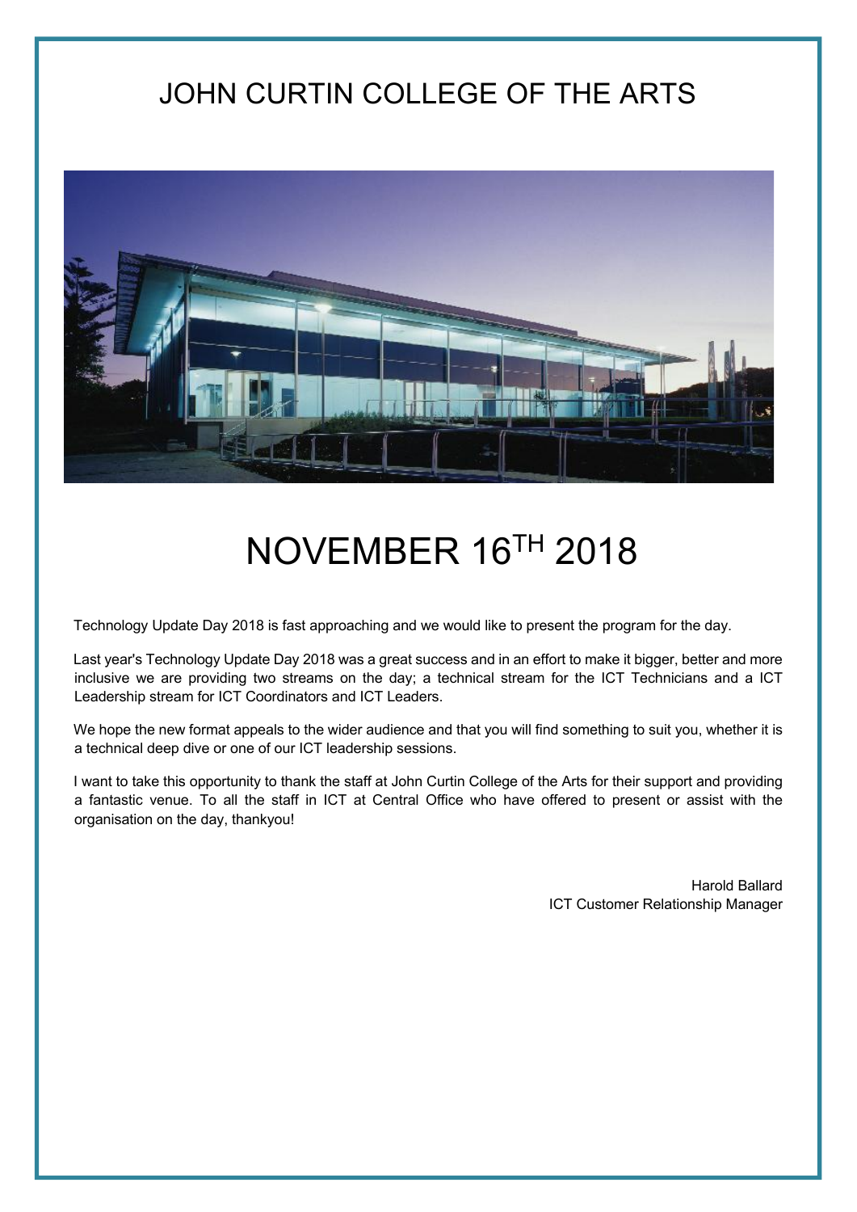# JOHN CURTIN COLLEGE OF THE ARTS

# NOVEMBER 16TH 2018

Technology Update Day 2018 is fast approaching and we would like to present the program for the day.

Last year's Technology Update Day 2018 was a great success and in an effort to make it bigger, better and more inclusive we are providing two streams on the day; a technical stream for the ICT Technicians and a ICT Leadership stream for ICT Coordinators and ICT Leaders.

We hope the new format appeals to the wider audience and that you will find something to suit you, whether it is a technical deep dive or one of our ICT leadership sessions.

I want to take this opportunity to thank the staff at John Curtin College of the Arts for their support and providing a fantastic venue. To all the staff in ICT at Central Office who have offered to present or assist with the organisation on the day, thankyou!

Harold Ballard
ICT Customer Relationship Manager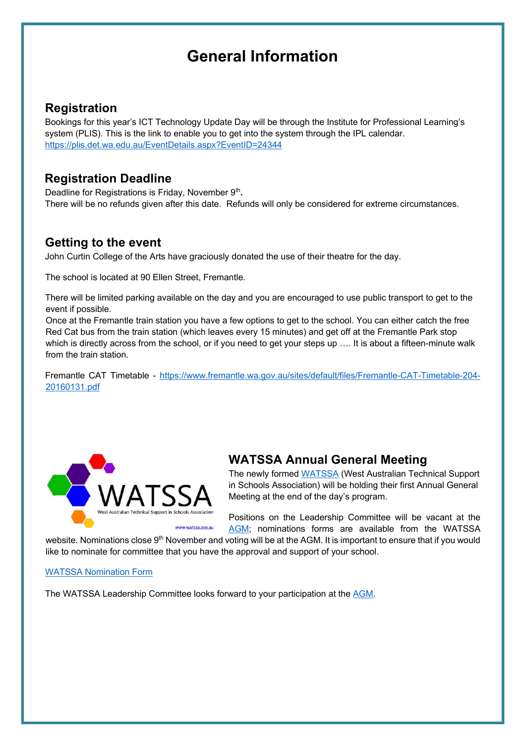# General Information

## Registration

Bookings for this year's ICT Technology Update Day will be through the Institute for Professional Learning's system (PLIS). This is the link to enable you to get into the system through the IPL calendar.
https://plis.det.wa.edu.au/EventDetails.aspx?EventID=24344

## Registration Deadline

Deadline for Registrations is Friday, November 9th.
There will be no refunds given after this date. Refunds will only be considered for extreme circumstances.

## Getting to the event

John Curtin College of the Arts have graciously donated the use of their theatre for the day.

The school is located at 90 Ellen Street, Fremantle.

There will be limited parking available on the day and you are encouraged to use public transport to get to the event if possible.
Once at the Fremantle train station you have a few options to get to the school. You can either catch the free Red Cat bus from the train station (which leaves every 15 minutes) and get off at the Fremantle Park stop which is directly across from the school, or if you need to get your steps up …. It is about a fifteen-minute walk from the train station.

Fremantle CAT Timetable - https://www.fremantle.wa.gov.au/sites/default/files/Fremantle-CAT-Timetable-204-20160131.pdf

## WATSSA Annual General Meeting

The newly formed WATSSA (West Australian Technical Support in Schools Association) will be holding their first Annual General Meeting at the end of the day's program.

Positions on the Leadership Committee will be vacant at the AGM; nominations forms are available from the WATSSA website. Nominations close 9th November and voting will be at the AGM. It is important to ensure that if you would like to nominate for committee that you have the approval and support of your school.

WATSSA Nomination Form

The WATSSA Leadership Committee looks forward to your participation at the AGM.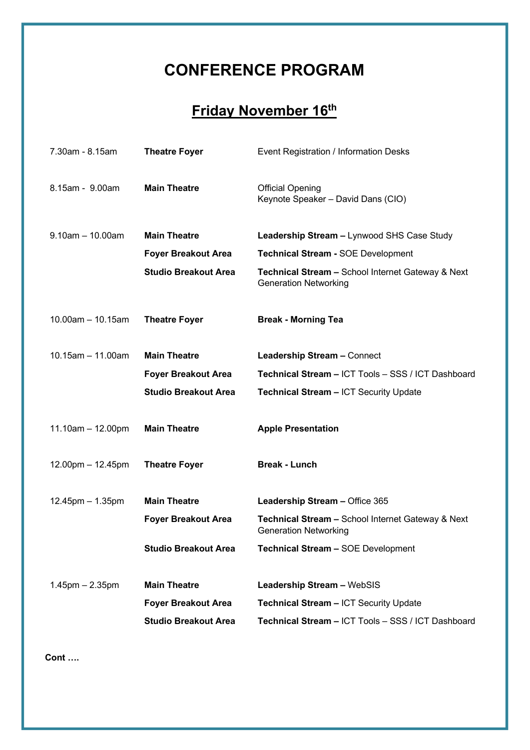# CONFERENCE PROGRAM

## Friday November 16th

| Time | Location | Session |
|---|---|---|
| 7.30am - 8.15am | **Theatre Foyer** | Event Registration / Information Desks |
| 8.15am - 9.00am | **Main Theatre** | Official Opening<br>Keynote Speaker – David Dans (CIO) |
| 9.10am – 10.00am | **Main Theatre** | **Leadership Stream –** Lynwood SHS Case Study |
| | **Foyer Breakout Area** | **Technical Stream -** SOE Development |
| | **Studio Breakout Area** | **Technical Stream –** School Internet Gateway & Next Generation Networking |
| 10.00am – 10.15am | **Theatre Foyer** | **Break - Morning Tea** |
| 10.15am – 11.00am | **Main Theatre** | **Leadership Stream –** Connect |
| | **Foyer Breakout Area** | **Technical Stream –** ICT Tools – SSS / ICT Dashboard |
| | **Studio Breakout Area** | **Technical Stream –** ICT Security Update |
| 11.10am – 12.00pm | **Main Theatre** | **Apple Presentation** |
| 12.00pm – 12.45pm | **Theatre Foyer** | **Break - Lunch** |
| 12.45pm – 1.35pm | **Main Theatre** | **Leadership Stream –** Office 365 |
| | **Foyer Breakout Area** | **Technical Stream –** School Internet Gateway & Next Generation Networking |
| | **Studio Breakout Area** | **Technical Stream –** SOE Development |
| 1.45pm – 2.35pm | **Main Theatre** | **Leadership Stream –** WebSIS |
| | **Foyer Breakout Area** | **Technical Stream –** ICT Security Update |
| | **Studio Breakout Area** | **Technical Stream –** ICT Tools – SSS / ICT Dashboard |

**Cont ….**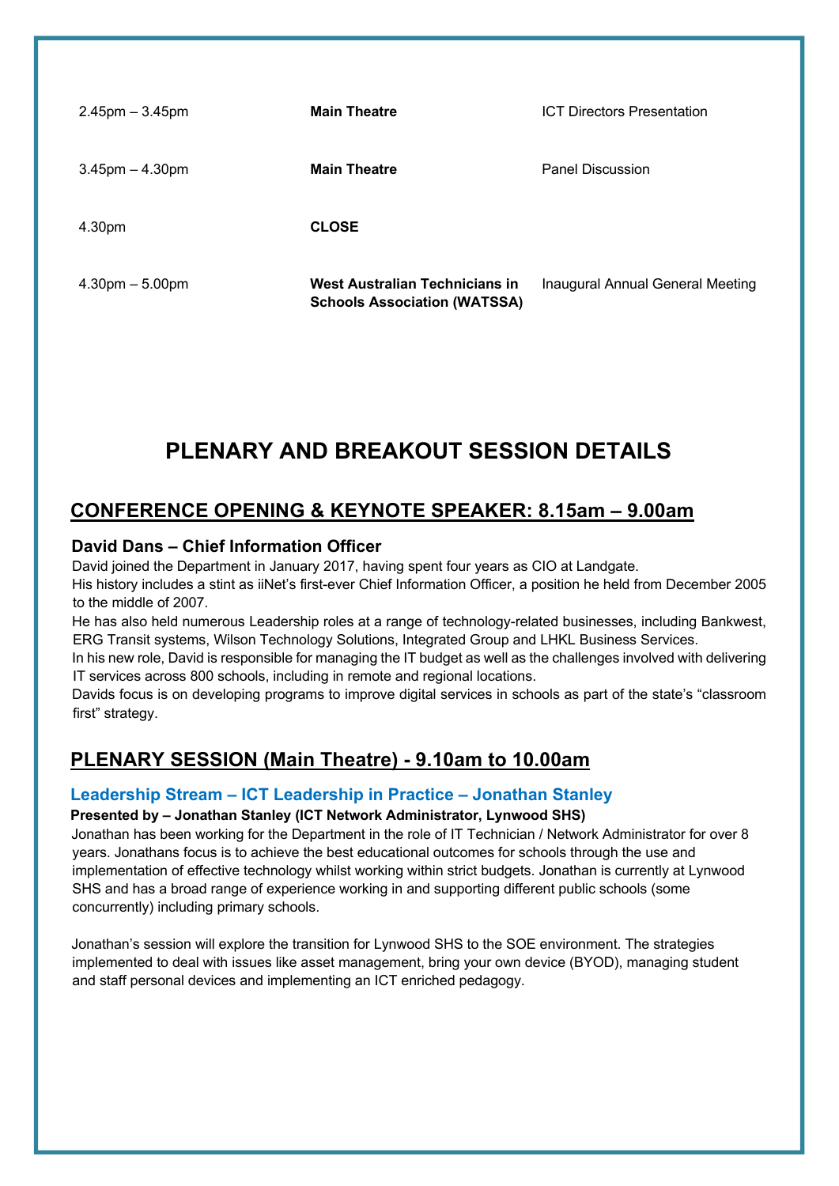| | | |
|---|---|---|
| 2.45pm – 3.45pm | **Main Theatre** | ICT Directors Presentation |
| 3.45pm – 4.30pm | **Main Theatre** | Panel Discussion |
| 4.30pm | **CLOSE** | |
| 4.30pm – 5.00pm | **West Australian Technicians in Schools Association (WATSSA)** | Inaugural Annual General Meeting |

# PLENARY AND BREAKOUT SESSION DETAILS

## CONFERENCE OPENING & KEYNOTE SPEAKER: 8.15am – 9.00am

### David Dans – Chief Information Officer

David joined the Department in January 2017, having spent four years as CIO at Landgate.
His history includes a stint as iiNet's first-ever Chief Information Officer, a position he held from December 2005 to the middle of 2007.
He has also held numerous Leadership roles at a range of technology-related businesses, including Bankwest, ERG Transit systems, Wilson Technology Solutions, Integrated Group and LHKL Business Services.
In his new role, David is responsible for managing the IT budget as well as the challenges involved with delivering IT services across 800 schools, including in remote and regional locations.
Davids focus is on developing programs to improve digital services in schools as part of the state's "classroom first" strategy.

## PLENARY SESSION (Main Theatre) - 9.10am to 10.00am

### Leadership Stream – ICT Leadership in Practice – Jonathan Stanley

**Presented by – Jonathan Stanley (ICT Network Administrator, Lynwood SHS)**

Jonathan has been working for the Department in the role of IT Technician / Network Administrator for over 8 years. Jonathans focus is to achieve the best educational outcomes for schools through the use and implementation of effective technology whilst working within strict budgets. Jonathan is currently at Lynwood SHS and has a broad range of experience working in and supporting different public schools (some concurrently) including primary schools.

Jonathan's session will explore the transition for Lynwood SHS to the SOE environment. The strategies implemented to deal with issues like asset management, bring your own device (BYOD), managing student and staff personal devices and implementing an ICT enriched pedagogy.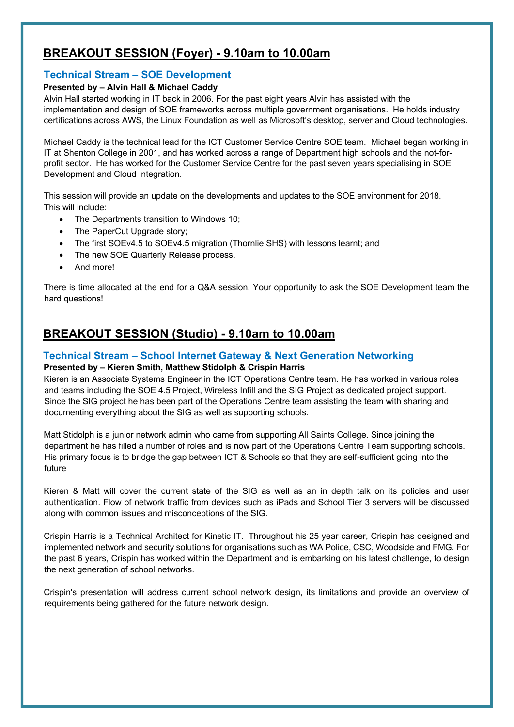## BREAKOUT SESSION (Foyer) - 9.10am to 10.00am

### Technical Stream – SOE Development

**Presented by – Alvin Hall & Michael Caddy**

Alvin Hall started working in IT back in 2006. For the past eight years Alvin has assisted with the implementation and design of SOE frameworks across multiple government organisations. He holds industry certifications across AWS, the Linux Foundation as well as Microsoft's desktop, server and Cloud technologies.

Michael Caddy is the technical lead for the ICT Customer Service Centre SOE team. Michael began working in IT at Shenton College in 2001, and has worked across a range of Department high schools and the not-for-profit sector. He has worked for the Customer Service Centre for the past seven years specialising in SOE Development and Cloud Integration.

This session will provide an update on the developments and updates to the SOE environment for 2018. This will include:

- The Departments transition to Windows 10;
- The PaperCut Upgrade story;
- The first SOEv4.5 to SOEv4.5 migration (Thornlie SHS) with lessons learnt; and
- The new SOE Quarterly Release process.
- And more!

There is time allocated at the end for a Q&A session. Your opportunity to ask the SOE Development team the hard questions!

## BREAKOUT SESSION (Studio) - 9.10am to 10.00am

### Technical Stream – School Internet Gateway & Next Generation Networking

**Presented by – Kieren Smith, Matthew Stidolph & Crispin Harris**

Kieren is an Associate Systems Engineer in the ICT Operations Centre team. He has worked in various roles and teams including the SOE 4.5 Project, Wireless Infill and the SIG Project as dedicated project support. Since the SIG project he has been part of the Operations Centre team assisting the team with sharing and documenting everything about the SIG as well as supporting schools.

Matt Stidolph is a junior network admin who came from supporting All Saints College. Since joining the department he has filled a number of roles and is now part of the Operations Centre Team supporting schools. His primary focus is to bridge the gap between ICT & Schools so that they are self-sufficient going into the future

Kieren & Matt will cover the current state of the SIG as well as an in depth talk on its policies and user authentication. Flow of network traffic from devices such as iPads and School Tier 3 servers will be discussed along with common issues and misconceptions of the SIG.

Crispin Harris is a Technical Architect for Kinetic IT. Throughout his 25 year career, Crispin has designed and implemented network and security solutions for organisations such as WA Police, CSC, Woodside and FMG. For the past 6 years, Crispin has worked within the Department and is embarking on his latest challenge, to design the next generation of school networks.

Crispin's presentation will address current school network design, its limitations and provide an overview of requirements being gathered for the future network design.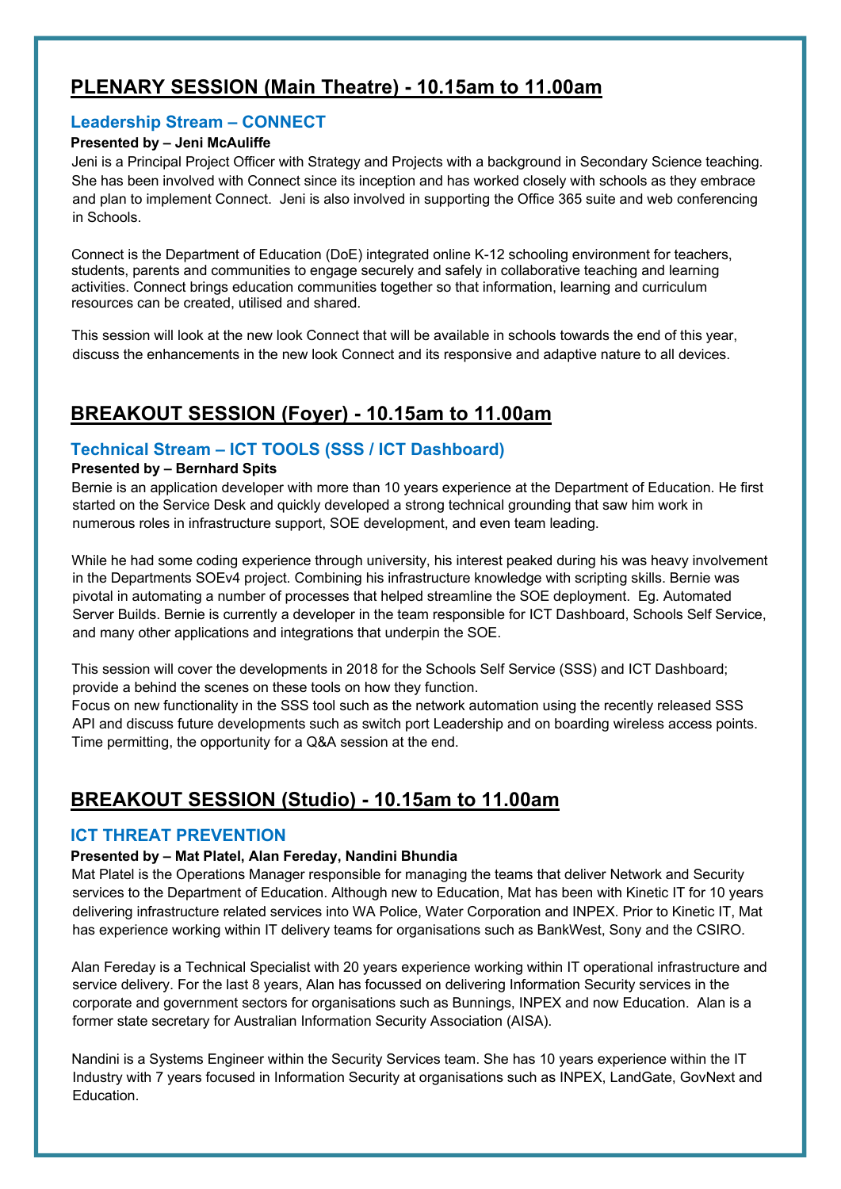## PLENARY SESSION (Main Theatre) - 10.15am to 11.00am

### Leadership Stream – CONNECT

**Presented by – Jeni McAuliffe**

Jeni is a Principal Project Officer with Strategy and Projects with a background in Secondary Science teaching. She has been involved with Connect since its inception and has worked closely with schools as they embrace and plan to implement Connect. Jeni is also involved in supporting the Office 365 suite and web conferencing in Schools.

Connect is the Department of Education (DoE) integrated online K-12 schooling environment for teachers, students, parents and communities to engage securely and safely in collaborative teaching and learning activities. Connect brings education communities together so that information, learning and curriculum resources can be created, utilised and shared.

This session will look at the new look Connect that will be available in schools towards the end of this year, discuss the enhancements in the new look Connect and its responsive and adaptive nature to all devices.

## BREAKOUT SESSION (Foyer) - 10.15am to 11.00am

### Technical Stream – ICT TOOLS (SSS / ICT Dashboard)

**Presented by – Bernhard Spits**

Bernie is an application developer with more than 10 years experience at the Department of Education. He first started on the Service Desk and quickly developed a strong technical grounding that saw him work in numerous roles in infrastructure support, SOE development, and even team leading.

While he had some coding experience through university, his interest peaked during his was heavy involvement in the Departments SOEv4 project. Combining his infrastructure knowledge with scripting skills. Bernie was pivotal in automating a number of processes that helped streamline the SOE deployment. Eg. Automated Server Builds. Bernie is currently a developer in the team responsible for ICT Dashboard, Schools Self Service, and many other applications and integrations that underpin the SOE.

This session will cover the developments in 2018 for the Schools Self Service (SSS) and ICT Dashboard; provide a behind the scenes on these tools on how they function.
Focus on new functionality in the SSS tool such as the network automation using the recently released SSS API and discuss future developments such as switch port Leadership and on boarding wireless access points. Time permitting, the opportunity for a Q&A session at the end.

## BREAKOUT SESSION (Studio) - 10.15am to 11.00am

### ICT THREAT PREVENTION

**Presented by – Mat Platel, Alan Fereday, Nandini Bhundia**

Mat Platel is the Operations Manager responsible for managing the teams that deliver Network and Security services to the Department of Education. Although new to Education, Mat has been with Kinetic IT for 10 years delivering infrastructure related services into WA Police, Water Corporation and INPEX. Prior to Kinetic IT, Mat has experience working within IT delivery teams for organisations such as BankWest, Sony and the CSIRO.

Alan Fereday is a Technical Specialist with 20 years experience working within IT operational infrastructure and service delivery. For the last 8 years, Alan has focussed on delivering Information Security services in the corporate and government sectors for organisations such as Bunnings, INPEX and now Education. Alan is a former state secretary for Australian Information Security Association (AISA).

Nandini is a Systems Engineer within the Security Services team. She has 10 years experience within the IT Industry with 7 years focused in Information Security at organisations such as INPEX, LandGate, GovNext and Education.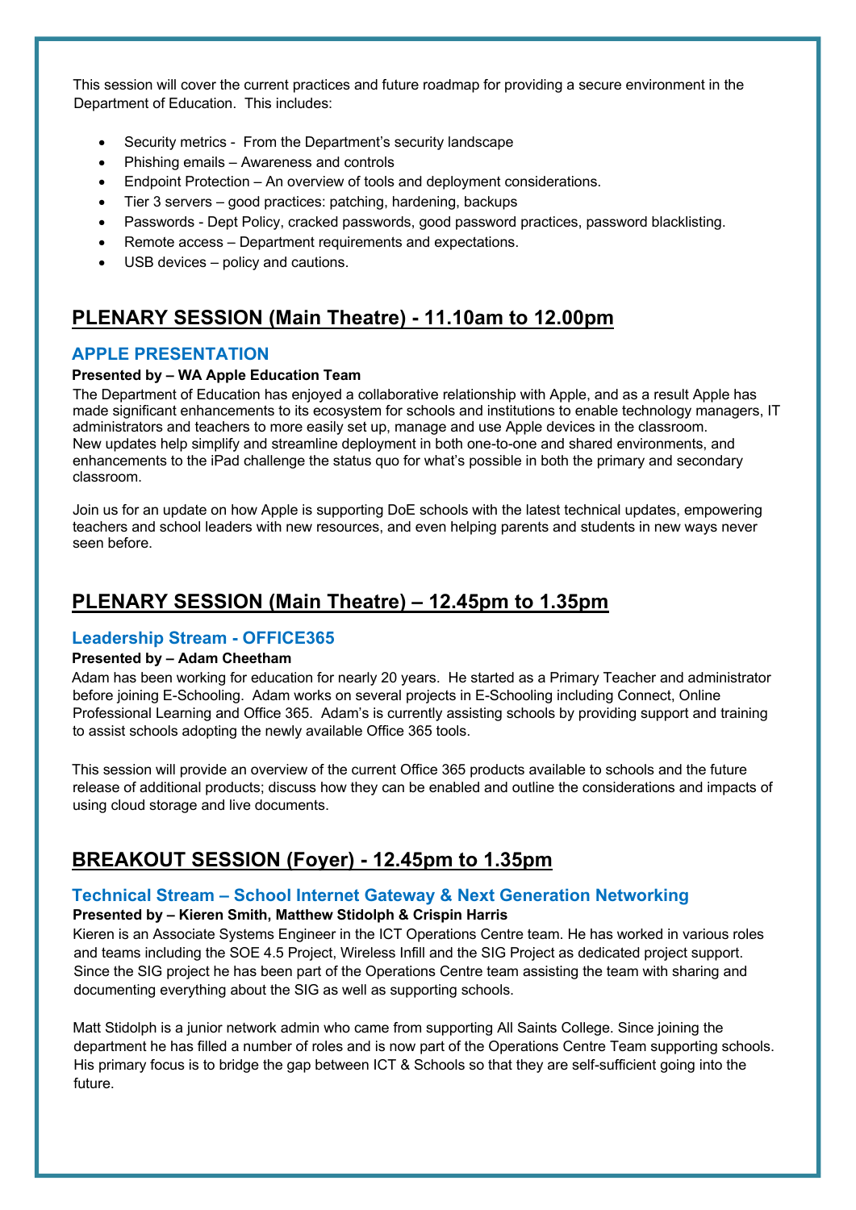This session will cover the current practices and future roadmap for providing a secure environment in the Department of Education. This includes:

- Security metrics - From the Department's security landscape
- Phishing emails – Awareness and controls
- Endpoint Protection – An overview of tools and deployment considerations.
- Tier 3 servers – good practices: patching, hardening, backups
- Passwords - Dept Policy, cracked passwords, good password practices, password blacklisting.
- Remote access – Department requirements and expectations.
- USB devices – policy and cautions.

## PLENARY SESSION (Main Theatre) - 11.10am to 12.00pm

### APPLE PRESENTATION

**Presented by – WA Apple Education Team**

The Department of Education has enjoyed a collaborative relationship with Apple, and as a result Apple has made significant enhancements to its ecosystem for schools and institutions to enable technology managers, IT administrators and teachers to more easily set up, manage and use Apple devices in the classroom. New updates help simplify and streamline deployment in both one-to-one and shared environments, and enhancements to the iPad challenge the status quo for what's possible in both the primary and secondary classroom.

Join us for an update on how Apple is supporting DoE schools with the latest technical updates, empowering teachers and school leaders with new resources, and even helping parents and students in new ways never seen before.

## PLENARY SESSION (Main Theatre) – 12.45pm to 1.35pm

### Leadership Stream - OFFICE365

**Presented by – Adam Cheetham**

Adam has been working for education for nearly 20 years. He started as a Primary Teacher and administrator before joining E-Schooling. Adam works on several projects in E-Schooling including Connect, Online Professional Learning and Office 365. Adam's is currently assisting schools by providing support and training to assist schools adopting the newly available Office 365 tools.

This session will provide an overview of the current Office 365 products available to schools and the future release of additional products; discuss how they can be enabled and outline the considerations and impacts of using cloud storage and live documents.

## BREAKOUT SESSION (Foyer) - 12.45pm to 1.35pm

### Technical Stream – School Internet Gateway & Next Generation Networking

**Presented by – Kieren Smith, Matthew Stidolph & Crispin Harris**

Kieren is an Associate Systems Engineer in the ICT Operations Centre team. He has worked in various roles and teams including the SOE 4.5 Project, Wireless Infill and the SIG Project as dedicated project support. Since the SIG project he has been part of the Operations Centre team assisting the team with sharing and documenting everything about the SIG as well as supporting schools.

Matt Stidolph is a junior network admin who came from supporting All Saints College. Since joining the department he has filled a number of roles and is now part of the Operations Centre Team supporting schools. His primary focus is to bridge the gap between ICT & Schools so that they are self-sufficient going into the future.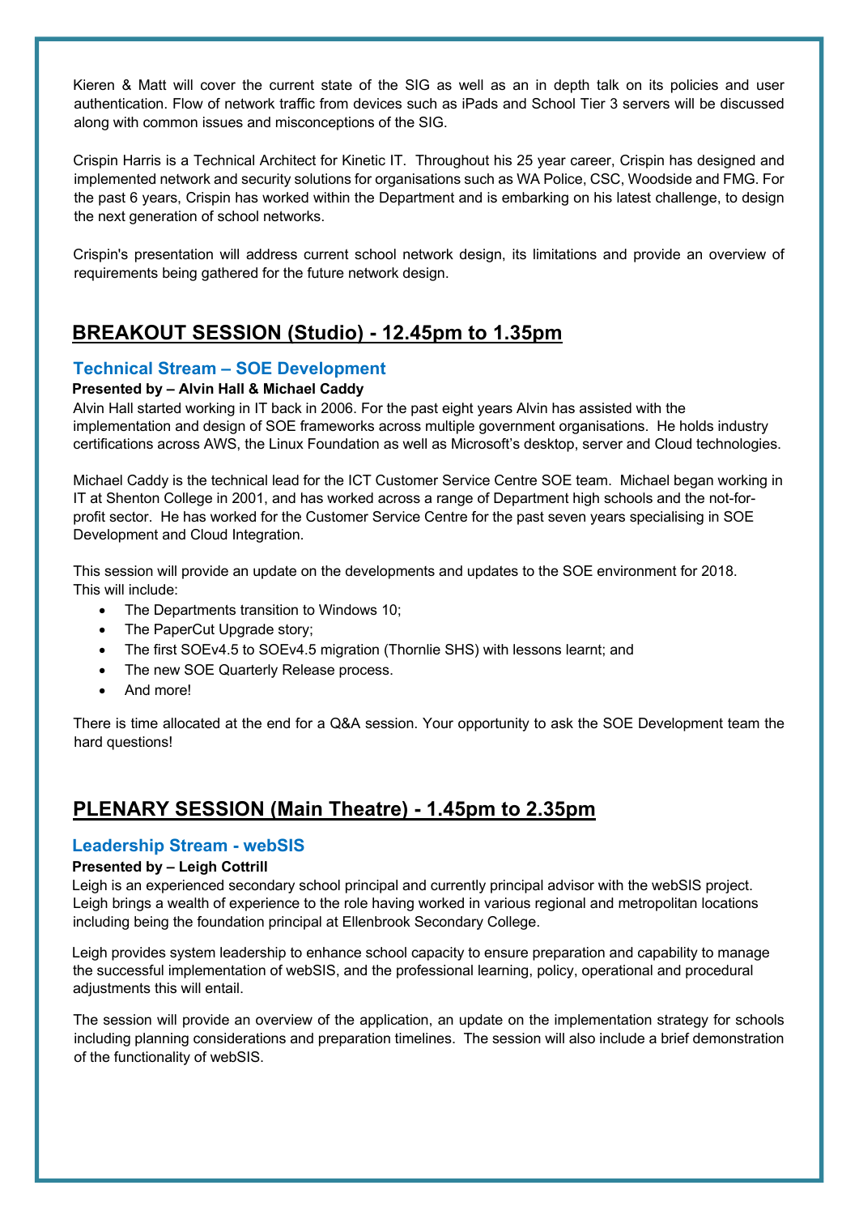Kieren & Matt will cover the current state of the SIG as well as an in depth talk on its policies and user authentication. Flow of network traffic from devices such as iPads and School Tier 3 servers will be discussed along with common issues and misconceptions of the SIG.

Crispin Harris is a Technical Architect for Kinetic IT. Throughout his 25 year career, Crispin has designed and implemented network and security solutions for organisations such as WA Police, CSC, Woodside and FMG. For the past 6 years, Crispin has worked within the Department and is embarking on his latest challenge, to design the next generation of school networks.

Crispin's presentation will address current school network design, its limitations and provide an overview of requirements being gathered for the future network design.

## BREAKOUT SESSION (Studio) - 12.45pm to 1.35pm

### Technical Stream – SOE Development

**Presented by – Alvin Hall & Michael Caddy**

Alvin Hall started working in IT back in 2006. For the past eight years Alvin has assisted with the implementation and design of SOE frameworks across multiple government organisations. He holds industry certifications across AWS, the Linux Foundation as well as Microsoft's desktop, server and Cloud technologies.

Michael Caddy is the technical lead for the ICT Customer Service Centre SOE team. Michael began working in IT at Shenton College in 2001, and has worked across a range of Department high schools and the not-for-profit sector. He has worked for the Customer Service Centre for the past seven years specialising in SOE Development and Cloud Integration.

This session will provide an update on the developments and updates to the SOE environment for 2018. This will include:

- The Departments transition to Windows 10;
- The PaperCut Upgrade story;
- The first SOEv4.5 to SOEv4.5 migration (Thornlie SHS) with lessons learnt; and
- The new SOE Quarterly Release process.
- And more!

There is time allocated at the end for a Q&A session. Your opportunity to ask the SOE Development team the hard questions!

## PLENARY SESSION (Main Theatre) - 1.45pm to 2.35pm

### Leadership Stream - webSIS

**Presented by – Leigh Cottrill**

Leigh is an experienced secondary school principal and currently principal advisor with the webSIS project. Leigh brings a wealth of experience to the role having worked in various regional and metropolitan locations including being the foundation principal at Ellenbrook Secondary College.

Leigh provides system leadership to enhance school capacity to ensure preparation and capability to manage the successful implementation of webSIS, and the professional learning, policy, operational and procedural adjustments this will entail.

The session will provide an overview of the application, an update on the implementation strategy for schools including planning considerations and preparation timelines. The session will also include a brief demonstration of the functionality of webSIS.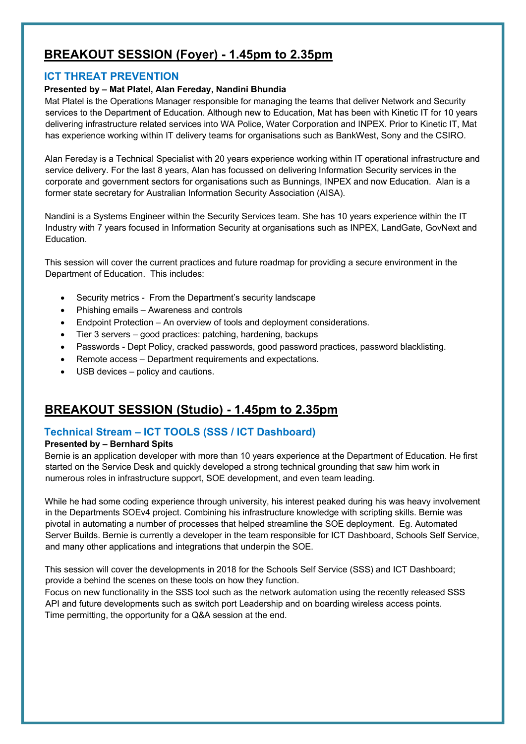## BREAKOUT SESSION (Foyer) - 1.45pm to 2.35pm

### ICT THREAT PREVENTION

**Presented by – Mat Platel, Alan Fereday, Nandini Bhundia**

Mat Platel is the Operations Manager responsible for managing the teams that deliver Network and Security services to the Department of Education. Although new to Education, Mat has been with Kinetic IT for 10 years delivering infrastructure related services into WA Police, Water Corporation and INPEX. Prior to Kinetic IT, Mat has experience working within IT delivery teams for organisations such as BankWest, Sony and the CSIRO.

Alan Fereday is a Technical Specialist with 20 years experience working within IT operational infrastructure and service delivery. For the last 8 years, Alan has focussed on delivering Information Security services in the corporate and government sectors for organisations such as Bunnings, INPEX and now Education. Alan is a former state secretary for Australian Information Security Association (AISA).

Nandini is a Systems Engineer within the Security Services team. She has 10 years experience within the IT Industry with 7 years focused in Information Security at organisations such as INPEX, LandGate, GovNext and Education.

This session will cover the current practices and future roadmap for providing a secure environment in the Department of Education. This includes:

- Security metrics - From the Department's security landscape
- Phishing emails – Awareness and controls
- Endpoint Protection – An overview of tools and deployment considerations.
- Tier 3 servers – good practices: patching, hardening, backups
- Passwords - Dept Policy, cracked passwords, good password practices, password blacklisting.
- Remote access – Department requirements and expectations.
- USB devices – policy and cautions.

## BREAKOUT SESSION (Studio) - 1.45pm to 2.35pm

### Technical Stream – ICT TOOLS (SSS / ICT Dashboard)

**Presented by – Bernhard Spits**

Bernie is an application developer with more than 10 years experience at the Department of Education. He first started on the Service Desk and quickly developed a strong technical grounding that saw him work in numerous roles in infrastructure support, SOE development, and even team leading.

While he had some coding experience through university, his interest peaked during his was heavy involvement in the Departments SOEv4 project. Combining his infrastructure knowledge with scripting skills. Bernie was pivotal in automating a number of processes that helped streamline the SOE deployment. Eg. Automated Server Builds. Bernie is currently a developer in the team responsible for ICT Dashboard, Schools Self Service, and many other applications and integrations that underpin the SOE.

This session will cover the developments in 2018 for the Schools Self Service (SSS) and ICT Dashboard; provide a behind the scenes on these tools on how they function.
Focus on new functionality in the SSS tool such as the network automation using the recently released SSS API and future developments such as switch port Leadership and on boarding wireless access points.
Time permitting, the opportunity for a Q&A session at the end.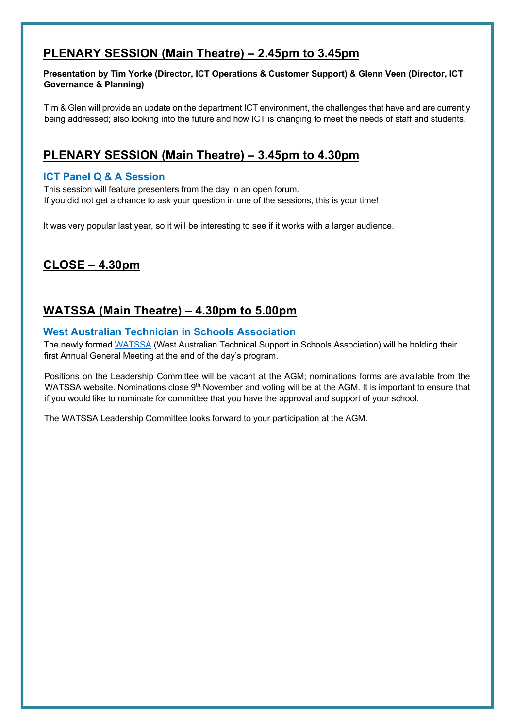## PLENARY SESSION (Main Theatre) – 2.45pm to 3.45pm

**Presentation by Tim Yorke (Director, ICT Operations & Customer Support) & Glenn Veen (Director, ICT Governance & Planning)**

Tim & Glen will provide an update on the department ICT environment, the challenges that have and are currently being addressed; also looking into the future and how ICT is changing to meet the needs of staff and students.

## PLENARY SESSION (Main Theatre) – 3.45pm to 4.30pm

### ICT Panel Q & A Session

This session will feature presenters from the day in an open forum.
If you did not get a chance to ask your question in one of the sessions, this is your time!

It was very popular last year, so it will be interesting to see if it works with a larger audience.

## CLOSE – 4.30pm

## WATSSA (Main Theatre) – 4.30pm to 5.00pm

### West Australian Technician in Schools Association

The newly formed WATSSA (West Australian Technical Support in Schools Association) will be holding their first Annual General Meeting at the end of the day's program.

Positions on the Leadership Committee will be vacant at the AGM; nominations forms are available from the WATSSA website. Nominations close 9th November and voting will be at the AGM. It is important to ensure that if you would like to nominate for committee that you have the approval and support of your school.

The WATSSA Leadership Committee looks forward to your participation at the AGM.